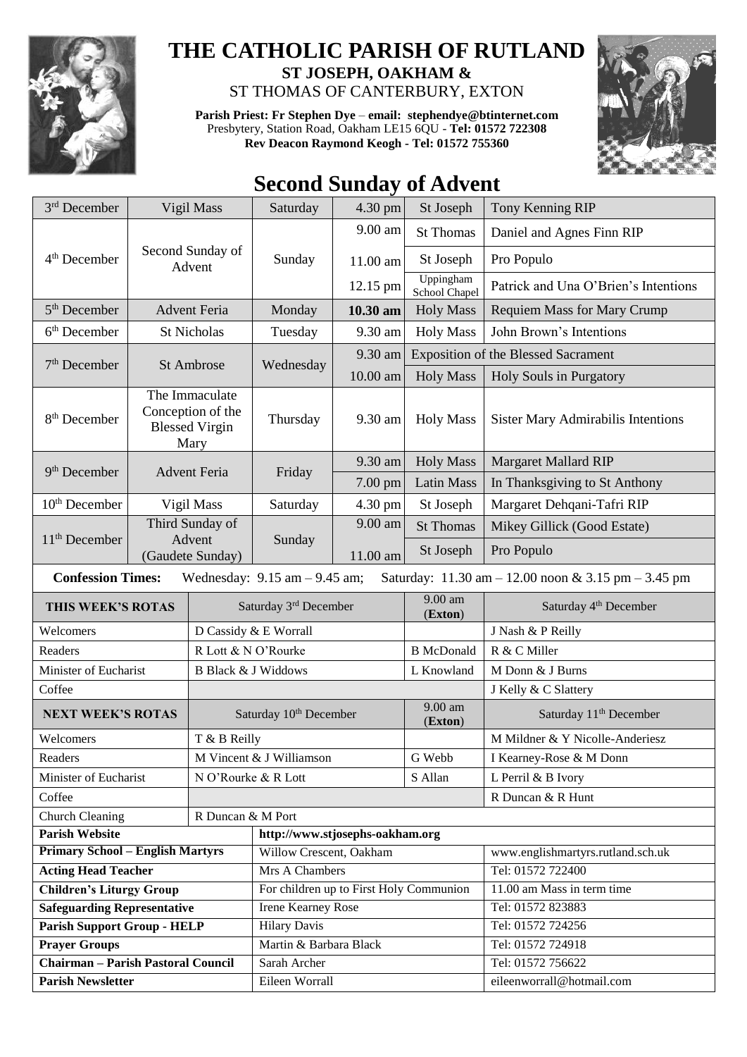# THE CATHOLIC PARISH OF RUTLAND

**ST JOSEPH, OAKHAM &**

ST THOMAS OF CANTERBURY, EXTON

**Parish Priest: Fr Stephen Dye** – **email: stephendye@btinternet.com**
Presbytery, Station Road, Oakham LE15 6QU - **Tel: 01572 722308**
**Rev Deacon Raymond Keogh - Tel: 01572 755360**

## Second Sunday of Advent

| | | | | | |
|---|---|---|---|---|---|
| 3rd December | Vigil Mass | Saturday | 4.30 pm | St Joseph | Tony Kenning RIP |
| 4th December | Second Sunday of Advent | Sunday | 9.00 am | St Thomas | Daniel and Agnes Finn RIP |
| | | | 11.00 am | St Joseph | Pro Populo |
| | | | 12.15 pm | Uppingham School Chapel | Patrick and Una O'Brien's Intentions |
| 5th December | Advent Feria | Monday | **10.30 am** | Holy Mass | Requiem Mass for Mary Crump |
| 6th December | St Nicholas | Tuesday | 9.30 am | Holy Mass | John Brown's Intentions |
| 7th December | St Ambrose | Wednesday | 9.30 am | Exposition of the Blessed Sacrament | |
| | | | 10.00 am | Holy Mass | Holy Souls in Purgatory |
| 8th December | The Immaculate Conception of the Blessed Virgin Mary | Thursday | 9.30 am | Holy Mass | Sister Mary Admirabilis Intentions |
| 9th December | Advent Feria | Friday | 9.30 am | Holy Mass | Margaret Mallard RIP |
| | | | 7.00 pm | Latin Mass | In Thanksgiving to St Anthony |
| 10th December | Vigil Mass | Saturday | 4.30 pm | St Joseph | Margaret Dehqani-Tafri RIP |
| 11th December | Third Sunday of Advent (Gaudete Sunday) | Sunday | 9.00 am | St Thomas | Mikey Gillick (Good Estate) |
| | | | 11.00 am | St Joseph | Pro Populo |

**Confession Times:** Wednesday: 9.15 am – 9.45 am; Saturday: 11.30 am – 12.00 noon & 3.15 pm – 3.45 pm

| **THIS WEEK'S ROTAS** | Saturday 3rd December | 9.00 am (**Exton**) | Saturday 4th December |
|---|---|---|---|
| Welcomers | D Cassidy & E Worrall | | J Nash & P Reilly |
| Readers | R Lott & N O'Rourke | B McDonald | R & C Miller |
| Minister of Eucharist | B Black & J Widdows | L Knowland | M Donn & J Burns |
| Coffee | | | J Kelly & C Slattery |
| **NEXT WEEK'S ROTAS** | Saturday 10th December | 9.00 am (**Exton**) | Saturday 11th December |
| Welcomers | T & B Reilly | | M Mildner & Y Nicolle-Anderiesz |
| Readers | M Vincent & J Williamson | G Webb | I Kearney-Rose & M Donn |
| Minister of Eucharist | N O'Rourke & R Lott | S Allan | L Perril & B Ivory |
| Coffee | | | R Duncan & R Hunt |
| Church Cleaning | R Duncan & M Port | | |

| | | |
|---|---|---|
| **Parish Website** | **http://www.stjosephs-oakham.org** | |
| **Primary School – English Martyrs** | Willow Crescent, Oakham | www.englishmartyrs.rutland.sch.uk |
| **Acting Head Teacher** | Mrs A Chambers | Tel: 01572 722400 |
| **Children's Liturgy Group** | For children up to First Holy Communion | 11.00 am Mass in term time |
| **Safeguarding Representative** | Irene Kearney Rose | Tel: 01572 823883 |
| **Parish Support Group - HELP** | Hilary Davis | Tel: 01572 724256 |
| **Prayer Groups** | Martin & Barbara Black | Tel: 01572 724918 |
| **Chairman – Parish Pastoral Council** | Sarah Archer | Tel: 01572 756622 |
| **Parish Newsletter** | Eileen Worrall | eileenworrall@hotmail.com |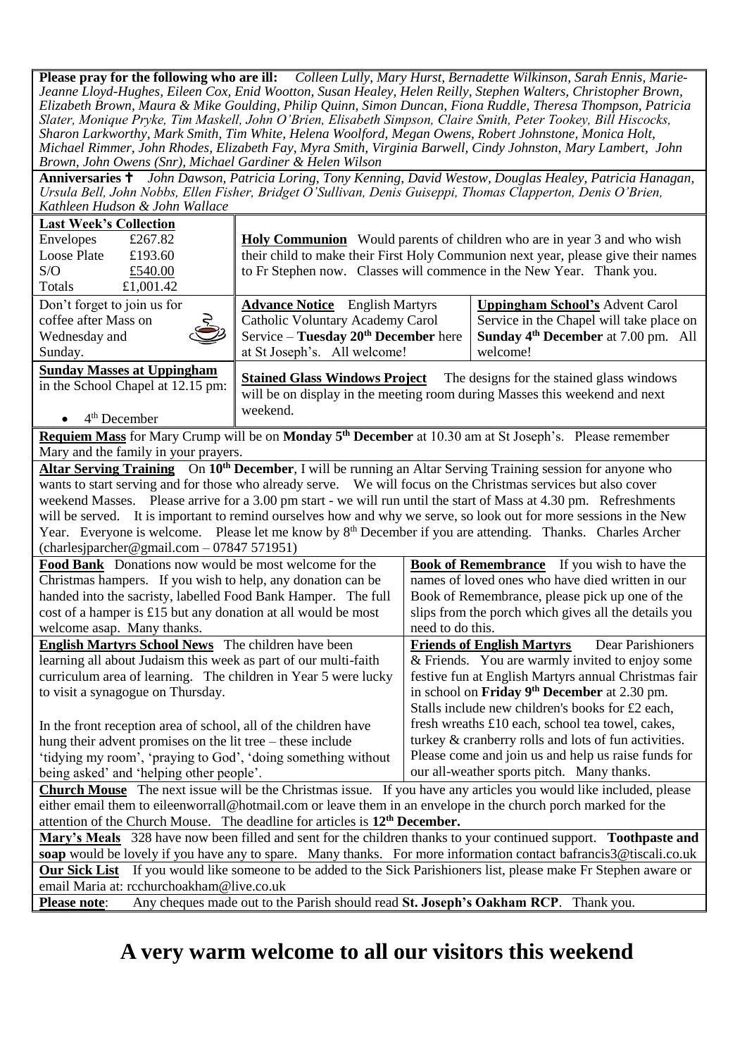**Please pray for the following who are ill:** *Colleen Lully, Mary Hurst, Bernadette Wilkinson, Sarah Ennis, Marie-Jeanne Lloyd-Hughes, Eileen Cox, Enid Wootton, Susan Healey, Helen Reilly, Stephen Walters, Christopher Brown, Elizabeth Brown, Maura & Mike Goulding, Philip Quinn, Simon Duncan, Fiona Ruddle, Theresa Thompson, Patricia Slater, Monique Pryke, Tim Maskell, John O'Brien, Elisabeth Simpson, Claire Smith, Peter Tookey, Bill Hiscocks, Sharon Larkworthy, Mark Smith, Tim White, Helena Woolford, Megan Owens, Robert Johnstone, Monica Holt, Michael Rimmer, John Rhodes, Elizabeth Fay, Myra Smith, Virginia Barwell, Cindy Johnston, Mary Lambert, John Brown, John Owens (Snr), Michael Gardiner & Helen Wilson*

**Anniversaries ✝** *John Dawson, Patricia Loring, Tony Kenning, David Westow, Douglas Healey, Patricia Hanagan, Ursula Bell, John Nobbs, Ellen Fisher, Bridget O'Sullivan, Denis Guiseppi, Thomas Clapperton, Denis O'Brien, Kathleen Hudson & John Wallace*

**Last Week's Collection**

| | |
|---|---|
| Envelopes | £267.82 |
| Loose Plate | £193.60 |
| S/O | £540.00 |
| Totals | £1,001.42 |

**Holy Communion** Would parents of children who are in year 3 and who wish their child to make their First Holy Communion next year, please give their names to Fr Stephen now. Classes will commence in the New Year. Thank you.

Don't forget to join us for coffee after Mass on Wednesday and Sunday.

**Advance Notice** English Martyrs Catholic Voluntary Academy Carol Service – **Tuesday 20th December** here at St Joseph's. All welcome!

**Uppingham School's** Advent Carol Service in the Chapel will take place on **Sunday 4th December** at 7.00 pm. All welcome!

**Sunday Masses at Uppingham** in the School Chapel at 12.15 pm:

- 4th December

**Stained Glass Windows Project** The designs for the stained glass windows will be on display in the meeting room during Masses this weekend and next weekend.

**Requiem Mass** for Mary Crump will be on **Monday 5th December** at 10.30 am at St Joseph's. Please remember Mary and the family in your prayers.

**Altar Serving Training** On **10th December**, I will be running an Altar Serving Training session for anyone who wants to start serving and for those who already serve. We will focus on the Christmas services but also cover weekend Masses. Please arrive for a 3.00 pm start - we will run until the start of Mass at 4.30 pm. Refreshments will be served. It is important to remind ourselves how and why we serve, so look out for more sessions in the New Year. Everyone is welcome. Please let me know by 8th December if you are attending. Thanks. Charles Archer (charlesjparcher@gmail.com – 07847 571951)

**Food Bank** Donations now would be most welcome for the Christmas hampers. If you wish to help, any donation can be handed into the sacristy, labelled Food Bank Hamper. The full cost of a hamper is £15 but any donation at all would be most welcome asap. Many thanks.

**Book of Remembrance** If you wish to have the names of loved ones who have died written in our Book of Remembrance, please pick up one of the slips from the porch which gives all the details you need to do this.

**English Martyrs School News** The children have been learning all about Judaism this week as part of our multi-faith curriculum area of learning. The children in Year 5 were lucky to visit a synagogue on Thursday.

In the front reception area of school, all of the children have hung their advent promises on the lit tree – these include 'tidying my room', 'praying to God', 'doing something without being asked' and 'helping other people'.

**Friends of English Martyrs** Dear Parishioners & Friends. You are warmly invited to enjoy some festive fun at English Martyrs annual Christmas fair in school on **Friday 9th December** at 2.30 pm. Stalls include new children's books for £2 each, fresh wreaths £10 each, school tea towel, cakes, turkey & cranberry rolls and lots of fun activities. Please come and join us and help us raise funds for our all-weather sports pitch. Many thanks.

**Church Mouse** The next issue will be the Christmas issue. If you have any articles you would like included, please either email them to eileenworrall@hotmail.com or leave them in an envelope in the church porch marked for the attention of the Church Mouse. The deadline for articles is **12th December.**

**Mary's Meals** 328 have now been filled and sent for the children thanks to your continued support. **Toothpaste and soap** would be lovely if you have any to spare. Many thanks. For more information contact bafrancis3@tiscali.co.uk

**Our Sick List** If you would like someone to be added to the Sick Parishioners list, please make Fr Stephen aware or email Maria at: rcchurchoakham@live.co.uk

**Please note**: Any cheques made out to the Parish should read **St. Joseph's Oakham RCP**. Thank you.

# A very warm welcome to all our visitors this weekend